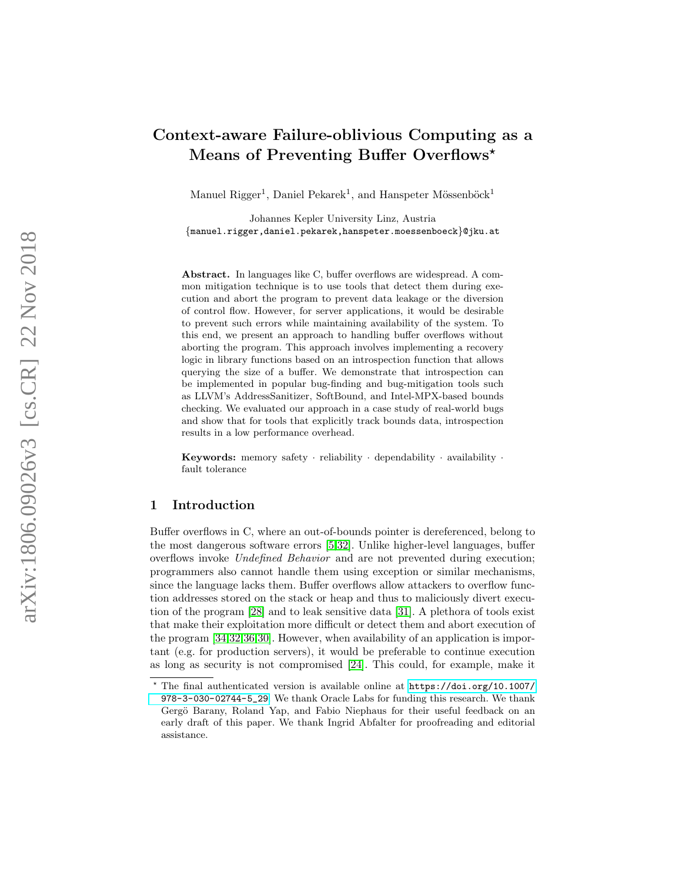# Context-aware Failure-oblivious Computing as a Means of Preventing Buffer Overflows*

Manuel Rigger[1], Daniel Pekarek[1], and Hanspeter Mössenböck[1]

Johannes Kepler University Linz, Austria
{manuel.rigger,daniel.pekarek,hanspeter.moessenboeck}@jku.at

**Abstract.** In languages like C, buffer overflows are widespread. A common mitigation technique is to use tools that detect them during execution and abort the program to prevent data leakage or the diversion of control flow. However, for server applications, it would be desirable to prevent such errors while maintaining availability of the system. To this end, we present an approach to handling buffer overflows without aborting the program. This approach involves implementing a recovery logic in library functions based on an introspection function that allows querying the size of a buffer. We demonstrate that introspection can be implemented in popular bug-finding and bug-mitigation tools such as LLVM's AddressSanitizer, SoftBound, and Intel-MPX-based bounds checking. We evaluated our approach in a case study of real-world bugs and show that for tools that explicitly track bounds data, introspection results in a low performance overhead.

**Keywords:** memory safety · reliability · dependability · availability · fault tolerance

## 1 Introduction

Buffer overflows in C, where an out-of-bounds pointer is dereferenced, belong to the most dangerous software errors [5,32]. Unlike higher-level languages, buffer overflows invoke *Undefined Behavior* and are not prevented during execution; programmers also cannot handle them using exception or similar mechanisms, since the language lacks them. Buffer overflows allow attackers to overflow function addresses stored on the stack or heap and thus to maliciously divert execution of the program [28] and to leak sensitive data [31]. A plethora of tools exist that make their exploitation more difficult or detect them and abort execution of the program [34,32,36,30]. However, when availability of an application is important (e.g. for production servers), it would be preferable to continue execution as long as security is not compromised [24]. This could, for example, make it

* The final authenticated version is available online at https://doi.org/10.1007/978-3-030-02744-5_29. We thank Oracle Labs for funding this research. We thank Gergö Barany, Roland Yap, and Fabio Niephaus for their useful feedback on an early draft of this paper. We thank Ingrid Abfalter for proofreading and editorial assistance.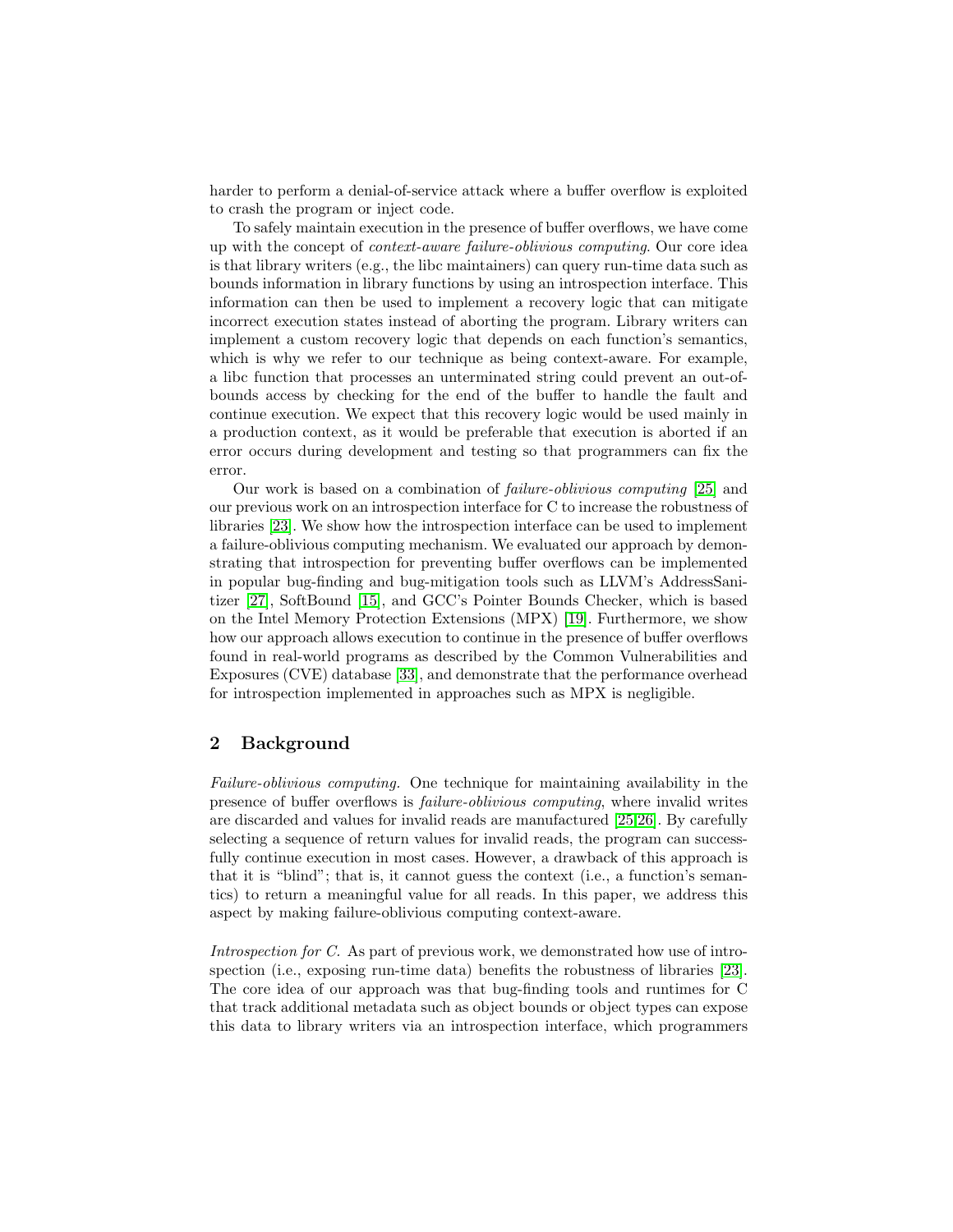harder to perform a denial-of-service attack where a buffer overflow is exploited to crash the program or inject code.

To safely maintain execution in the presence of buffer overflows, we have come up with the concept of *context-aware failure-oblivious computing*. Our core idea is that library writers (e.g., the libc maintainers) can query run-time data such as bounds information in library functions by using an introspection interface. This information can then be used to implement a recovery logic that can mitigate incorrect execution states instead of aborting the program. Library writers can implement a custom recovery logic that depends on each function's semantics, which is why we refer to our technique as being context-aware. For example, a libc function that processes an unterminated string could prevent an out-of-bounds access by checking for the end of the buffer to handle the fault and continue execution. We expect that this recovery logic would be used mainly in a production context, as it would be preferable that execution is aborted if an error occurs during development and testing so that programmers can fix the error.

Our work is based on a combination of *failure-oblivious computing* [25] and our previous work on an introspection interface for C to increase the robustness of libraries [23]. We show how the introspection interface can be used to implement a failure-oblivious computing mechanism. We evaluated our approach by demonstrating that introspection for preventing buffer overflows can be implemented in popular bug-finding and bug-mitigation tools such as LLVM's AddressSanitizer [27], SoftBound [15], and GCC's Pointer Bounds Checker, which is based on the Intel Memory Protection Extensions (MPX) [19]. Furthermore, we show how our approach allows execution to continue in the presence of buffer overflows found in real-world programs as described by the Common Vulnerabilities and Exposures (CVE) database [33], and demonstrate that the performance overhead for introspection implemented in approaches such as MPX is negligible.

## 2 Background

*Failure-oblivious computing.* One technique for maintaining availability in the presence of buffer overflows is *failure-oblivious computing*, where invalid writes are discarded and values for invalid reads are manufactured [25,26]. By carefully selecting a sequence of return values for invalid reads, the program can successfully continue execution in most cases. However, a drawback of this approach is that it is "blind"; that is, it cannot guess the context (i.e., a function's semantics) to return a meaningful value for all reads. In this paper, we address this aspect by making failure-oblivious computing context-aware.

*Introspection for C.* As part of previous work, we demonstrated how use of introspection (i.e., exposing run-time data) benefits the robustness of libraries [23]. The core idea of our approach was that bug-finding tools and runtimes for C that track additional metadata such as object bounds or object types can expose this data to library writers via an introspection interface, which programmers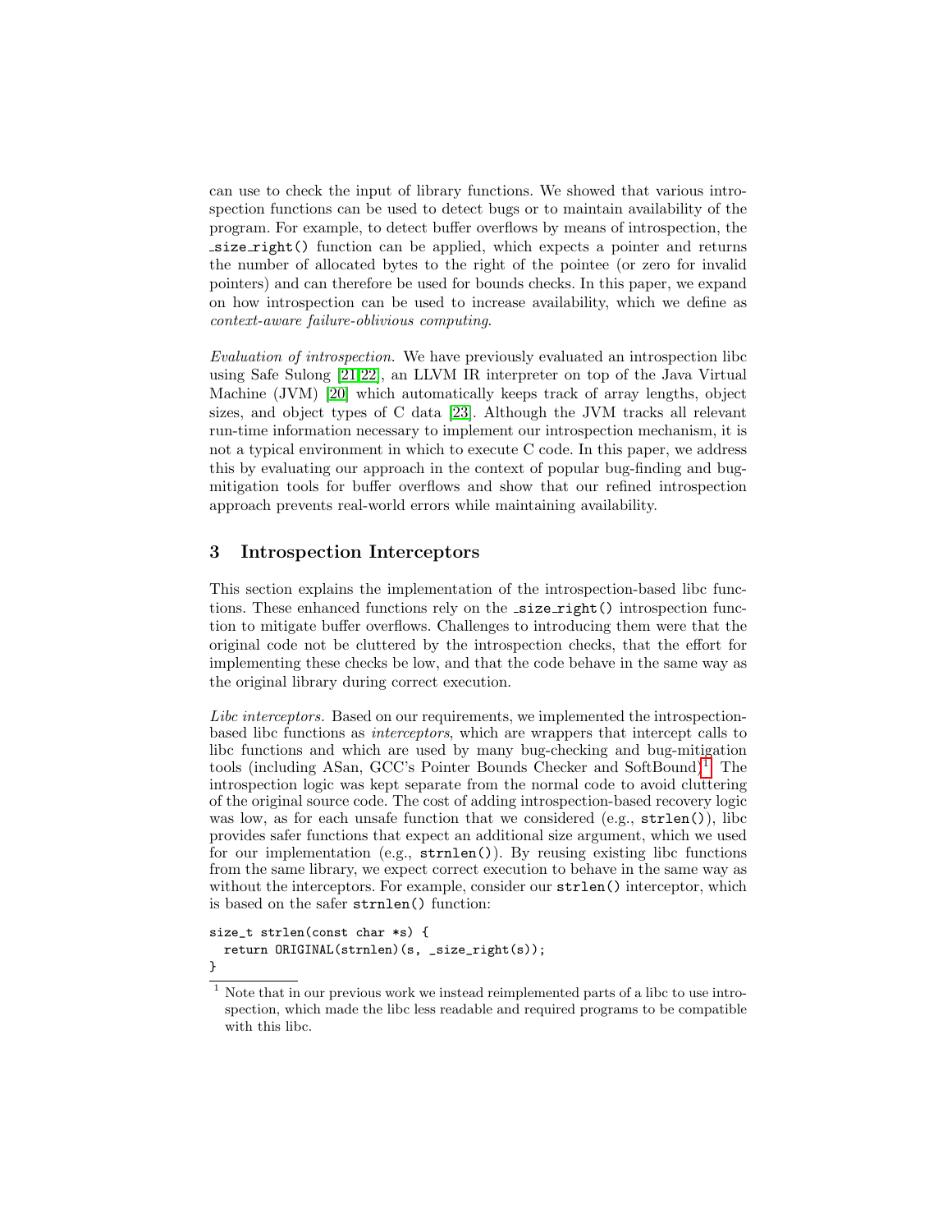can use to check the input of library functions. We showed that various introspection functions can be used to detect bugs or to maintain availability of the program. For example, to detect buffer overflows by means of introspection, the `_size_right()` function can be applied, which expects a pointer and returns the number of allocated bytes to the right of the pointee (or zero for invalid pointers) and can therefore be used for bounds checks. In this paper, we expand on how introspection can be used to increase availability, which we define as *context-aware failure-oblivious computing*.

*Evaluation of introspection.* We have previously evaluated an introspection libc using Safe Sulong [21,22], an LLVM IR interpreter on top of the Java Virtual Machine (JVM) [20] which automatically keeps track of array lengths, object sizes, and object types of C data [23]. Although the JVM tracks all relevant run-time information necessary to implement our introspection mechanism, it is not a typical environment in which to execute C code. In this paper, we address this by evaluating our approach in the context of popular bug-finding and bug-mitigation tools for buffer overflows and show that our refined introspection approach prevents real-world errors while maintaining availability.

## 3 Introspection Interceptors

This section explains the implementation of the introspection-based libc functions. These enhanced functions rely on the `_size_right()` introspection function to mitigate buffer overflows. Challenges to introducing them were that the original code not be cluttered by the introspection checks, that the effort for implementing these checks be low, and that the code behave in the same way as the original library during correct execution.

*Libc interceptors.* Based on our requirements, we implemented the introspection-based libc functions as *interceptors*, which are wrappers that intercept calls to libc functions and which are used by many bug-checking and bug-mitigation tools (including ASan, GCC's Pointer Bounds Checker and SoftBound)[1]. The introspection logic was kept separate from the normal code to avoid cluttering of the original source code. The cost of adding introspection-based recovery logic was low, as for each unsafe function that we considered (e.g., `strlen()`), libc provides safer functions that expect an additional size argument, which we used for our implementation (e.g., `strnlen()`). By reusing existing libc functions from the same library, we expect correct execution to behave in the same way as without the interceptors. For example, consider our `strlen()` interceptor, which is based on the safer `strnlen()` function:

```
size_t strlen(const char *s) {
  return ORIGINAL(strnlen)(s, _size_right(s));
}
```

[1] Note that in our previous work we instead reimplemented parts of a libc to use introspection, which made the libc less readable and required programs to be compatible with this libc.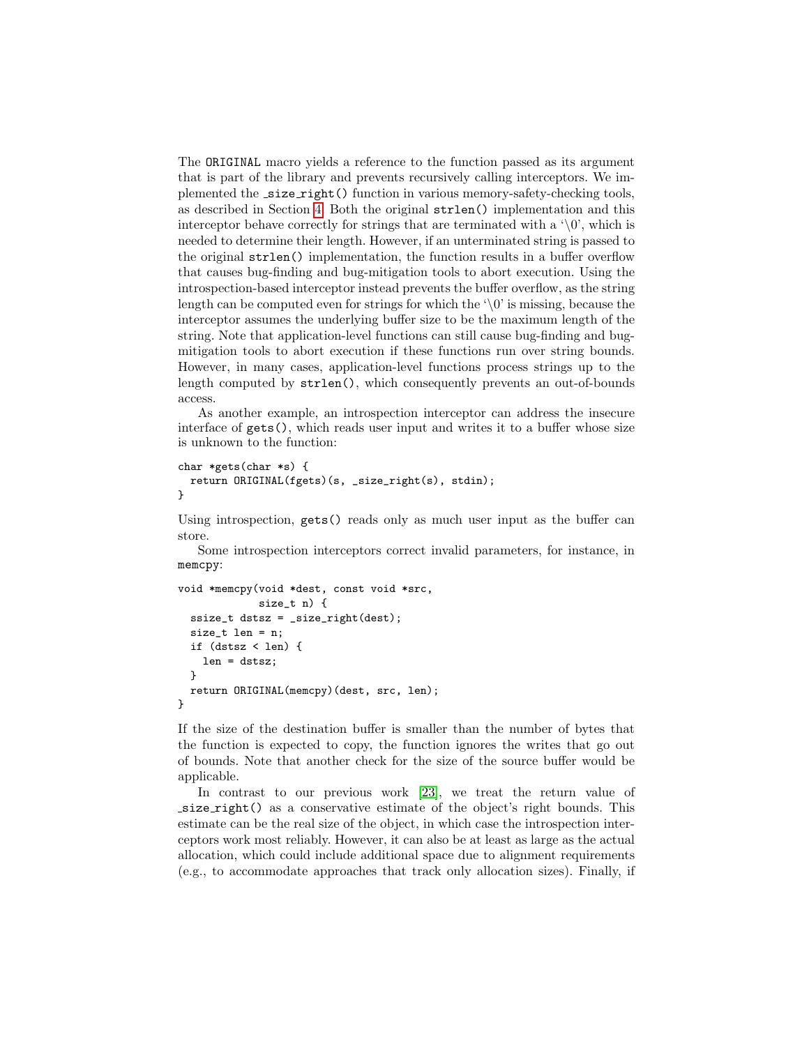The `ORIGINAL` macro yields a reference to the function passed as its argument that is part of the library and prevents recursively calling interceptors. We implemented the `_size_right()` function in various memory-safety-checking tools, as described in Section 4. Both the original `strlen()` implementation and this interceptor behave correctly for strings that are terminated with a '\0', which is needed to determine their length. However, if an unterminated string is passed to the original `strlen()` implementation, the function results in a buffer overflow that causes bug-finding and bug-mitigation tools to abort execution. Using the introspection-based interceptor instead prevents the buffer overflow, as the string length can be computed even for strings for which the '\0' is missing, because the interceptor assumes the underlying buffer size to be the maximum length of the string. Note that application-level functions can still cause bug-finding and bug-mitigation tools to abort execution if these functions run over string bounds. However, in many cases, application-level functions process strings up to the length computed by `strlen()`, which consequently prevents an out-of-bounds access.

As another example, an introspection interceptor can address the insecure interface of `gets()`, which reads user input and writes it to a buffer whose size is unknown to the function:

```
char *gets(char *s) {
  return ORIGINAL(fgets)(s, _size_right(s), stdin);
}
```

Using introspection, `gets()` reads only as much user input as the buffer can store.

Some introspection interceptors correct invalid parameters, for instance, in `memcpy`:

```
void *memcpy(void *dest, const void *src,
             size_t n) {
  ssize_t dstsz = _size_right(dest);
  size_t len = n;
  if (dstsz < len) {
    len = dstsz;
  }
  return ORIGINAL(memcpy)(dest, src, len);
}
```

If the size of the destination buffer is smaller than the number of bytes that the function is expected to copy, the function ignores the writes that go out of bounds. Note that another check for the size of the source buffer would be applicable.

In contrast to our previous work [23], we treat the return value of `_size_right()` as a conservative estimate of the object's right bounds. This estimate can be the real size of the object, in which case the introspection interceptors work most reliably. However, it can also be at least as large as the actual allocation, which could include additional space due to alignment requirements (e.g., to accommodate approaches that track only allocation sizes). Finally, if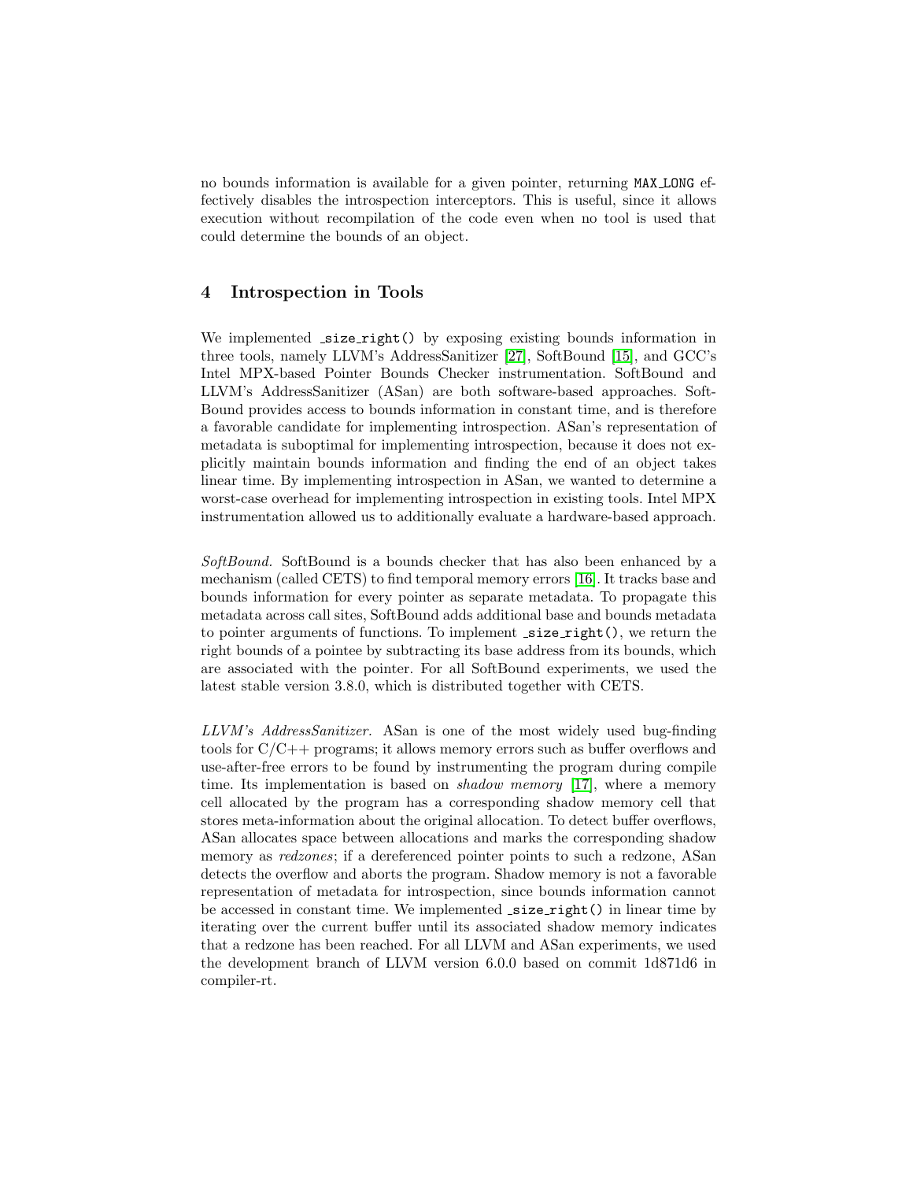no bounds information is available for a given pointer, returning `MAX_LONG` effectively disables the introspection interceptors. This is useful, since it allows execution without recompilation of the code even when no tool is used that could determine the bounds of an object.

## 4 Introspection in Tools

We implemented `_size_right()` by exposing existing bounds information in three tools, namely LLVM's AddressSanitizer [27], SoftBound [15], and GCC's Intel MPX-based Pointer Bounds Checker instrumentation. SoftBound and LLVM's AddressSanitizer (ASan) are both software-based approaches. SoftBound provides access to bounds information in constant time, and is therefore a favorable candidate for implementing introspection. ASan's representation of metadata is suboptimal for implementing introspection, because it does not explicitly maintain bounds information and finding the end of an object takes linear time. By implementing introspection in ASan, we wanted to determine a worst-case overhead for implementing introspection in existing tools. Intel MPX instrumentation allowed us to additionally evaluate a hardware-based approach.

*SoftBound.* SoftBound is a bounds checker that has also been enhanced by a mechanism (called CETS) to find temporal memory errors [16]. It tracks base and bounds information for every pointer as separate metadata. To propagate this metadata across call sites, SoftBound adds additional base and bounds metadata to pointer arguments of functions. To implement `_size_right()`, we return the right bounds of a pointee by subtracting its base address from its bounds, which are associated with the pointer. For all SoftBound experiments, we used the latest stable version 3.8.0, which is distributed together with CETS.

*LLVM's AddressSanitizer.* ASan is one of the most widely used bug-finding tools for C/C++ programs; it allows memory errors such as buffer overflows and use-after-free errors to be found by instrumenting the program during compile time. Its implementation is based on *shadow memory* [17], where a memory cell allocated by the program has a corresponding shadow memory cell that stores meta-information about the original allocation. To detect buffer overflows, ASan allocates space between allocations and marks the corresponding shadow memory as *redzones*; if a dereferenced pointer points to such a redzone, ASan detects the overflow and aborts the program. Shadow memory is not a favorable representation of metadata for introspection, since bounds information cannot be accessed in constant time. We implemented `_size_right()` in linear time by iterating over the current buffer until its associated shadow memory indicates that a redzone has been reached. For all LLVM and ASan experiments, we used the development branch of LLVM version 6.0.0 based on commit 1d871d6 in compiler-rt.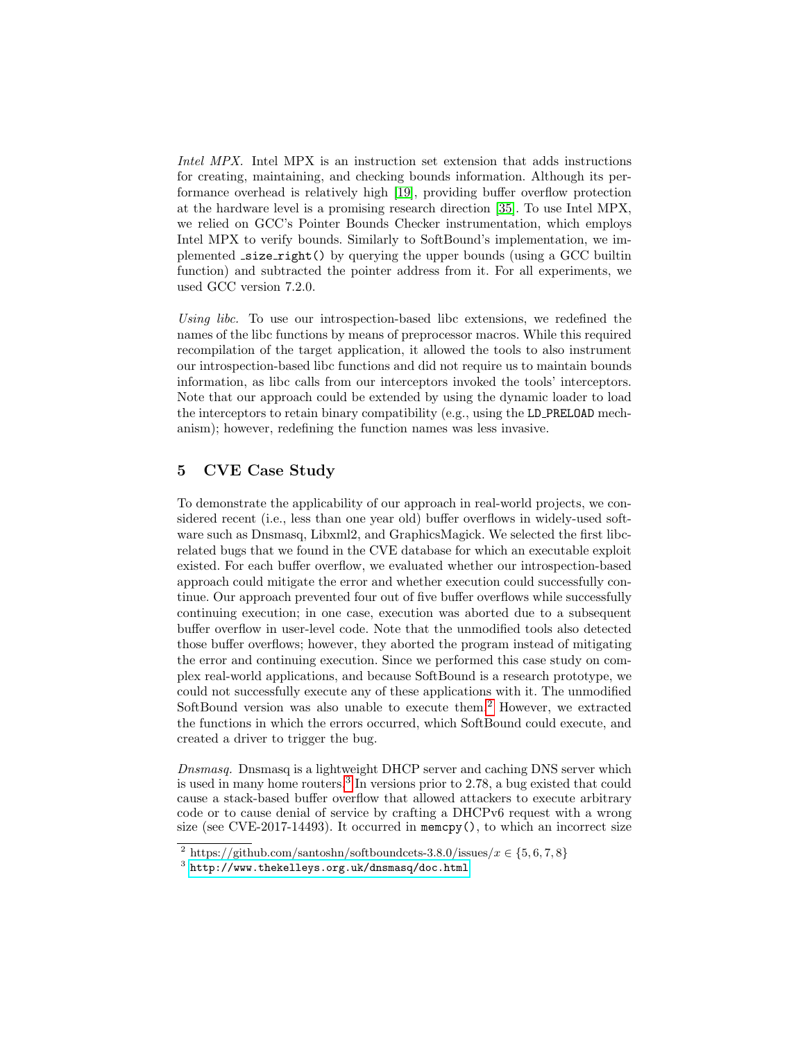*Intel MPX.* Intel MPX is an instruction set extension that adds instructions for creating, maintaining, and checking bounds information. Although its performance overhead is relatively high [19], providing buffer overflow protection at the hardware level is a promising research direction [35]. To use Intel MPX, we relied on GCC's Pointer Bounds Checker instrumentation, which employs Intel MPX to verify bounds. Similarly to SoftBound's implementation, we implemented `_size_right()` by querying the upper bounds (using a GCC builtin function) and subtracted the pointer address from it. For all experiments, we used GCC version 7.2.0.

*Using libc.* To use our introspection-based libc extensions, we redefined the names of the libc functions by means of preprocessor macros. While this required recompilation of the target application, it allowed the tools to also instrument our introspection-based libc functions and did not require us to maintain bounds information, as libc calls from our interceptors invoked the tools' interceptors. Note that our approach could be extended by using the dynamic loader to load the interceptors to retain binary compatibility (e.g., using the `LD_PRELOAD` mechanism); however, redefining the function names was less invasive.

## 5 CVE Case Study

To demonstrate the applicability of our approach in real-world projects, we considered recent (i.e., less than one year old) buffer overflows in widely-used software such as Dnsmasq, Libxml2, and GraphicsMagick. We selected the first libc-related bugs that we found in the CVE database for which an executable exploit existed. For each buffer overflow, we evaluated whether our introspection-based approach could mitigate the error and whether execution could successfully continue. Our approach prevented four out of five buffer overflows while successfully continuing execution; in one case, execution was aborted due to a subsequent buffer overflow in user-level code. Note that the unmodified tools also detected those buffer overflows; however, they aborted the program instead of mitigating the error and continuing execution. Since we performed this case study on complex real-world applications, and because SoftBound is a research prototype, we could not successfully execute any of these applications with it. The unmodified SoftBound version was also unable to execute them.[2] However, we extracted the functions in which the errors occurred, which SoftBound could execute, and created a driver to trigger the bug.

*Dnsmasq.* Dnsmasq is a lightweight DHCP server and caching DNS server which is used in many home routers.[3] In versions prior to 2.78, a bug existed that could cause a stack-based buffer overflow that allowed attackers to execute arbitrary code or to cause denial of service by crafting a DHCPv6 request with a wrong size (see CVE-2017-14493). It occurred in `memcpy()`, to which an incorrect size

[2] https://github.com/santoshn/softboundcets-3.8.0/issues/$x \in \{5, 6, 7, 8\}$

[3] http://www.thekelleys.org.uk/dnsmasq/doc.html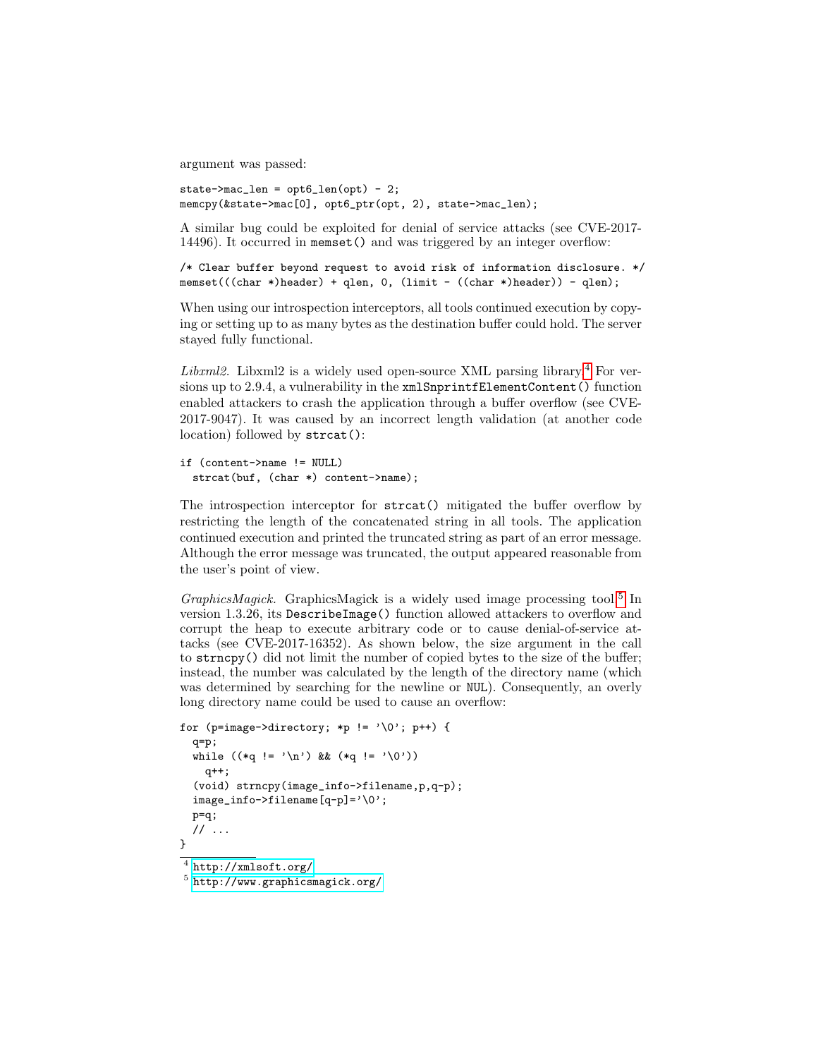argument was passed:

```
state->mac_len = opt6_len(opt) - 2;
memcpy(&state->mac[0], opt6_ptr(opt, 2), state->mac_len);
```

A similar bug could be exploited for denial of service attacks (see CVE-2017-14496). It occurred in `memset()` and was triggered by an integer overflow:

```
/* Clear buffer beyond request to avoid risk of information disclosure. */
memset(((char *)header) + qlen, 0, (limit - ((char *)header)) - qlen);
```

When using our introspection interceptors, all tools continued execution by copying or setting up to as many bytes as the destination buffer could hold. The server stayed fully functional.

*Libxml2.* Libxml2 is a widely used open-source XML parsing library.[4] For versions up to 2.9.4, a vulnerability in the `xmlSnprintfElementContent()` function enabled attackers to crash the application through a buffer overflow (see CVE-2017-9047). It was caused by an incorrect length validation (at another code location) followed by `strcat()`:

```
if (content->name != NULL)
  strcat(buf, (char *) content->name);
```

The introspection interceptor for `strcat()` mitigated the buffer overflow by restricting the length of the concatenated string in all tools. The application continued execution and printed the truncated string as part of an error message. Although the error message was truncated, the output appeared reasonable from the user's point of view.

*GraphicsMagick.* GraphicsMagick is a widely used image processing tool.[5] In version 1.3.26, its `DescribeImage()` function allowed attackers to overflow and corrupt the heap to execute arbitrary code or to cause denial-of-service attacks (see CVE-2017-16352). As shown below, the size argument in the call to `strncpy()` did not limit the number of copied bytes to the size of the buffer; instead, the number was calculated by the length of the directory name (which was determined by searching for the newline or `NUL`). Consequently, an overly long directory name could be used to cause an overflow:

```
for (p=image->directory; *p != '\0'; p++) {
  q=p;
  while ((*q != '\n') && (*q != '\0'))
    q++;
  (void) strncpy(image_info->filename,p,q-p);
  image_info->filename[q-p]='\0';
  p=q;
  // ...
}
```

[4] http://xmlsoft.org/

[5] http://www.graphicsmagick.org/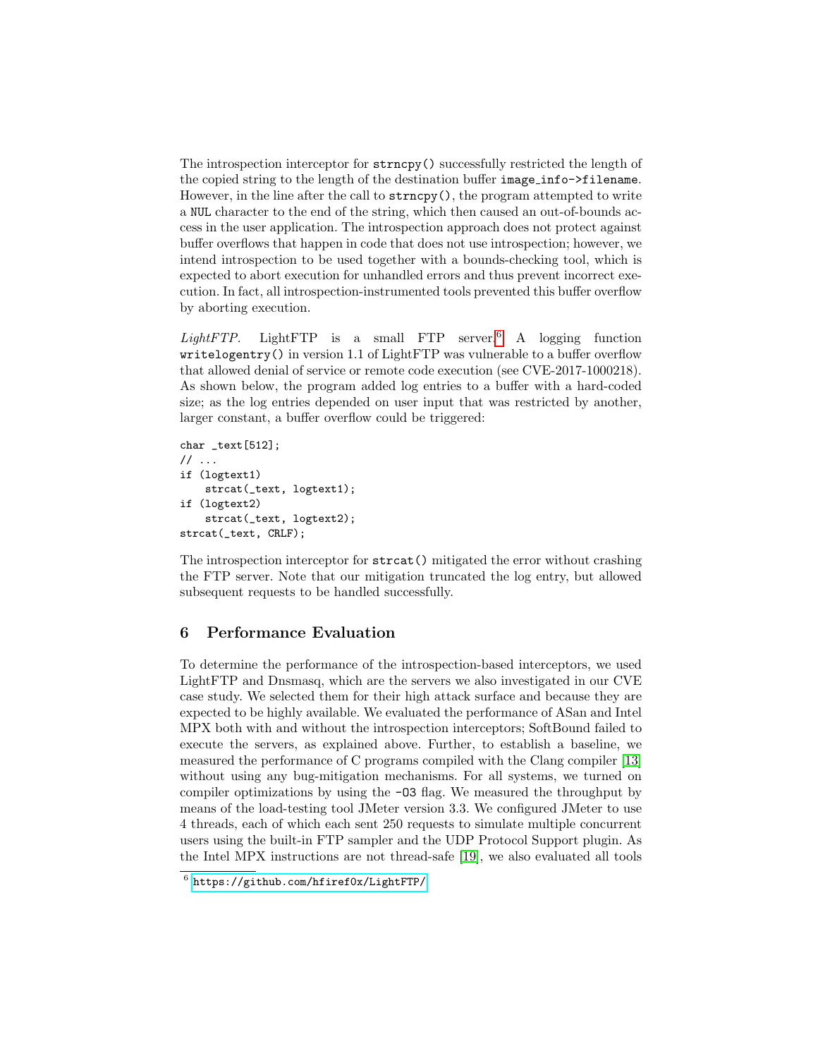The introspection interceptor for `strncpy()` successfully restricted the length of the copied string to the length of the destination buffer `image_info->filename`. However, in the line after the call to `strncpy()`, the program attempted to write a `NUL` character to the end of the string, which then caused an out-of-bounds access in the user application. The introspection approach does not protect against buffer overflows that happen in code that does not use introspection; however, we intend introspection to be used together with a bounds-checking tool, which is expected to abort execution for unhandled errors and thus prevent incorrect execution. In fact, all introspection-instrumented tools prevented this buffer overflow by aborting execution.

*LightFTP.* LightFTP is a small FTP server.[6] A logging function `writelogentry()` in version 1.1 of LightFTP was vulnerable to a buffer overflow that allowed denial of service or remote code execution (see CVE-2017-1000218). As shown below, the program added log entries to a buffer with a hard-coded size; as the log entries depended on user input that was restricted by another, larger constant, a buffer overflow could be triggered:

```
char _text[512];
// ...
if (logtext1)
    strcat(_text, logtext1);
if (logtext2)
    strcat(_text, logtext2);
strcat(_text, CRLF);
```

The introspection interceptor for `strcat()` mitigated the error without crashing the FTP server. Note that our mitigation truncated the log entry, but allowed subsequent requests to be handled successfully.

## 6 Performance Evaluation

To determine the performance of the introspection-based interceptors, we used LightFTP and Dnsmasq, which are the servers we also investigated in our CVE case study. We selected them for their high attack surface and because they are expected to be highly available. We evaluated the performance of ASan and Intel MPX both with and without the introspection interceptors; SoftBound failed to execute the servers, as explained above. Further, to establish a baseline, we measured the performance of C programs compiled with the Clang compiler [13] without using any bug-mitigation mechanisms. For all systems, we turned on compiler optimizations by using the `-O3` flag. We measured the throughput by means of the load-testing tool JMeter version 3.3. We configured JMeter to use 4 threads, each of which each sent 250 requests to simulate multiple concurrent users using the built-in FTP sampler and the UDP Protocol Support plugin. As the Intel MPX instructions are not thread-safe [19], we also evaluated all tools

[6] https://github.com/hfiref0x/LightFTP/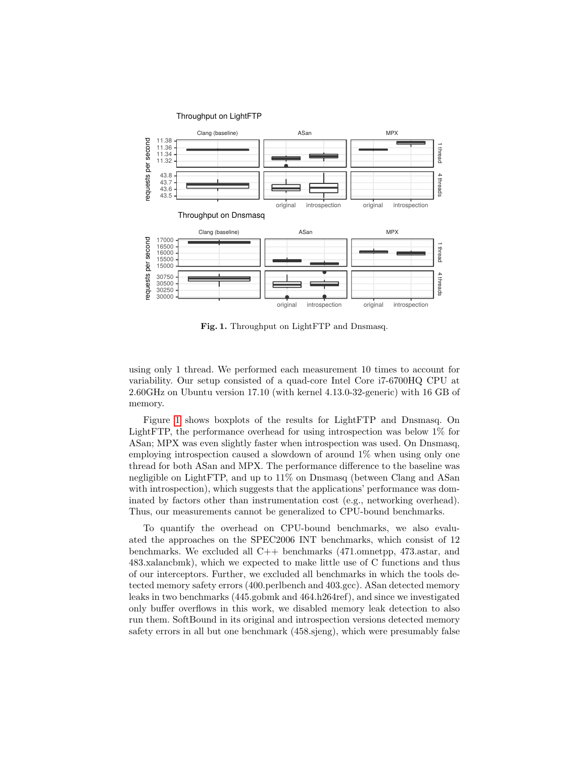Fig. 1. Throughput on LightFTP and Dnsmasq.

using only 1 thread. We performed each measurement 10 times to account for variability. Our setup consisted of a quad-core Intel Core i7-6700HQ CPU at 2.60GHz on Ubuntu version 17.10 (with kernel 4.13.0-32-generic) with 16 GB of memory.

Figure 1 shows boxplots of the results for LightFTP and Dnsmasq. On LightFTP, the performance overhead for using introspection was below 1% for ASan; MPX was even slightly faster when introspection was used. On Dnsmasq, employing introspection caused a slowdown of around 1% when using only one thread for both ASan and MPX. The performance difference to the baseline was negligible on LightFTP, and up to 11% on Dnsmasq (between Clang and ASan with introspection), which suggests that the applications' performance was dominated by factors other than instrumentation cost (e.g., networking overhead). Thus, our measurements cannot be generalized to CPU-bound benchmarks.

To quantify the overhead on CPU-bound benchmarks, we also evaluated the approaches on the SPEC2006 INT benchmarks, which consist of 12 benchmarks. We excluded all C++ benchmarks (471.omnetpp, 473.astar, and 483.xalancbmk), which we expected to make little use of C functions and thus of our interceptors. Further, we excluded all benchmarks in which the tools detected memory safety errors (400.perlbench and 403.gcc). ASan detected memory leaks in two benchmarks (445.gobmk and 464.h264ref), and since we investigated only buffer overflows in this work, we disabled memory leak detection to also run them. SoftBound in its original and introspection versions detected memory safety errors in all but one benchmark (458.sjeng), which were presumably false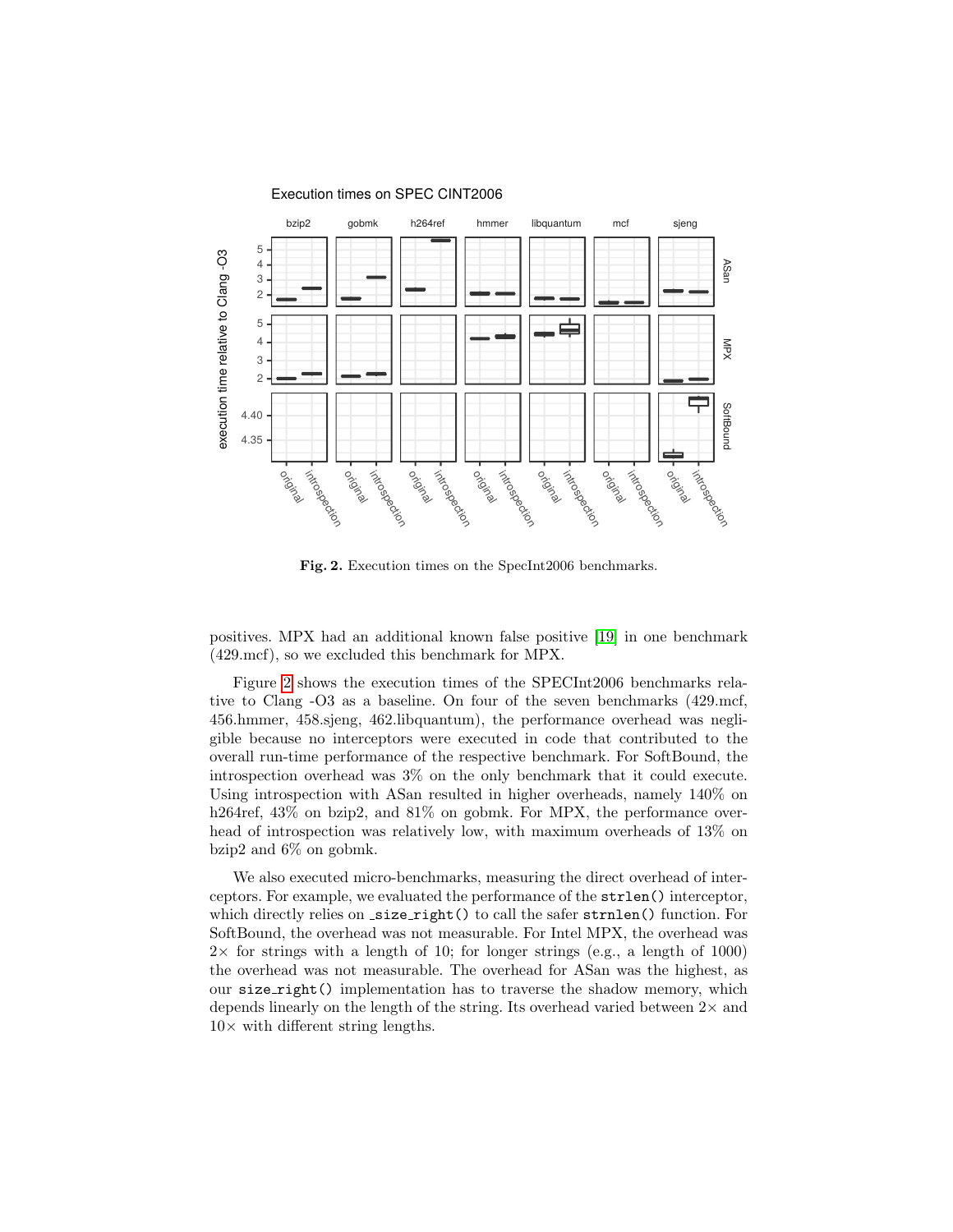**Fig. 2.** Execution times on the SpecInt2006 benchmarks.

positives. MPX had an additional known false positive [19] in one benchmark (429.mcf), so we excluded this benchmark for MPX.

Figure 2 shows the execution times of the SPECInt2006 benchmarks relative to Clang -O3 as a baseline. On four of the seven benchmarks (429.mcf, 456.hmmer, 458.sjeng, 462.libquantum), the performance overhead was negligible because no interceptors were executed in code that contributed to the overall run-time performance of the respective benchmark. For SoftBound, the introspection overhead was 3% on the only benchmark that it could execute. Using introspection with ASan resulted in higher overheads, namely 140% on h264ref, 43% on bzip2, and 81% on gobmk. For MPX, the performance overhead of introspection was relatively low, with maximum overheads of 13% on bzip2 and 6% on gobmk.

We also executed micro-benchmarks, measuring the direct overhead of interceptors. For example, we evaluated the performance of the `strlen()` interceptor, which directly relies on `_size_right()` to call the safer `strnlen()` function. For SoftBound, the overhead was not measurable. For Intel MPX, the overhead was $2\times$ for strings with a length of 10; for longer strings (e.g., a length of 1000) the overhead was not measurable. The overhead for ASan was the highest, as our `size_right()` implementation has to traverse the shadow memory, which depends linearly on the length of the string. Its overhead varied between $2\times$ and $10\times$ with different string lengths.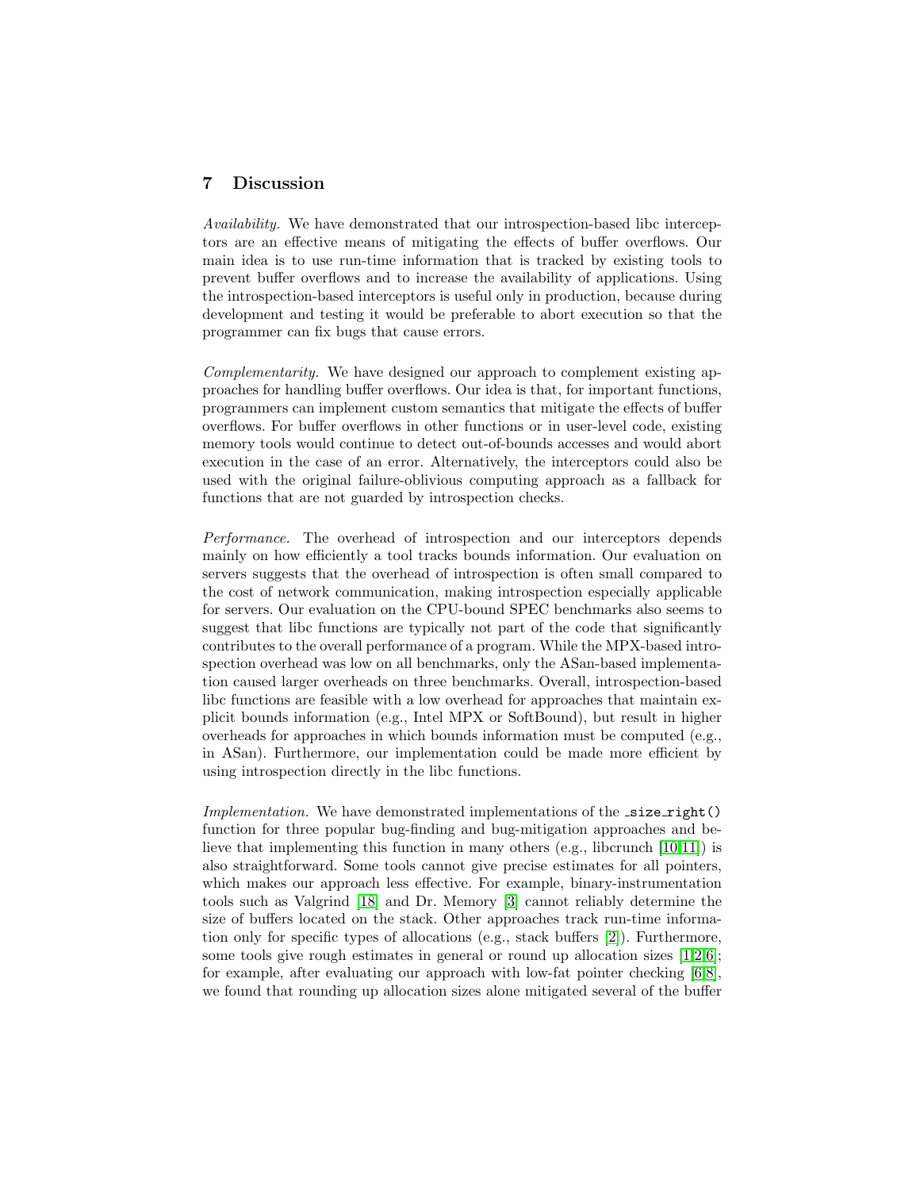## 7 Discussion

*Availability.* We have demonstrated that our introspection-based libc interceptors are an effective means of mitigating the effects of buffer overflows. Our main idea is to use run-time information that is tracked by existing tools to prevent buffer overflows and to increase the availability of applications. Using the introspection-based interceptors is useful only in production, because during development and testing it would be preferable to abort execution so that the programmer can fix bugs that cause errors.

*Complementarity.* We have designed our approach to complement existing approaches for handling buffer overflows. Our idea is that, for important functions, programmers can implement custom semantics that mitigate the effects of buffer overflows. For buffer overflows in other functions or in user-level code, existing memory tools would continue to detect out-of-bounds accesses and would abort execution in the case of an error. Alternatively, the interceptors could also be used with the original failure-oblivious computing approach as a fallback for functions that are not guarded by introspection checks.

*Performance.* The overhead of introspection and our interceptors depends mainly on how efficiently a tool tracks bounds information. Our evaluation on servers suggests that the overhead of introspection is often small compared to the cost of network communication, making introspection especially applicable for servers. Our evaluation on the CPU-bound SPEC benchmarks also seems to suggest that libc functions are typically not part of the code that significantly contributes to the overall performance of a program. While the MPX-based introspection overhead was low on all benchmarks, only the ASan-based implementation caused larger overheads on three benchmarks. Overall, introspection-based libc functions are feasible with a low overhead for approaches that maintain explicit bounds information (e.g., Intel MPX or SoftBound), but result in higher overheads for approaches in which bounds information must be computed (e.g., in ASan). Furthermore, our implementation could be made more efficient by using introspection directly in the libc functions.

*Implementation.* We have demonstrated implementations of the `_size_right()` function for three popular bug-finding and bug-mitigation approaches and believe that implementing this function in many others (e.g., libcrunch [10,11]) is also straightforward. Some tools cannot give precise estimates for all pointers, which makes our approach less effective. For example, binary-instrumentation tools such as Valgrind [18] and Dr. Memory [3] cannot reliably determine the size of buffers located on the stack. Other approaches track run-time information only for specific types of allocations (e.g., stack buffers [2]). Furthermore, some tools give rough estimates in general or round up allocation sizes [1,2,6]; for example, after evaluating our approach with low-fat pointer checking [6,8], we found that rounding up allocation sizes alone mitigated several of the buffer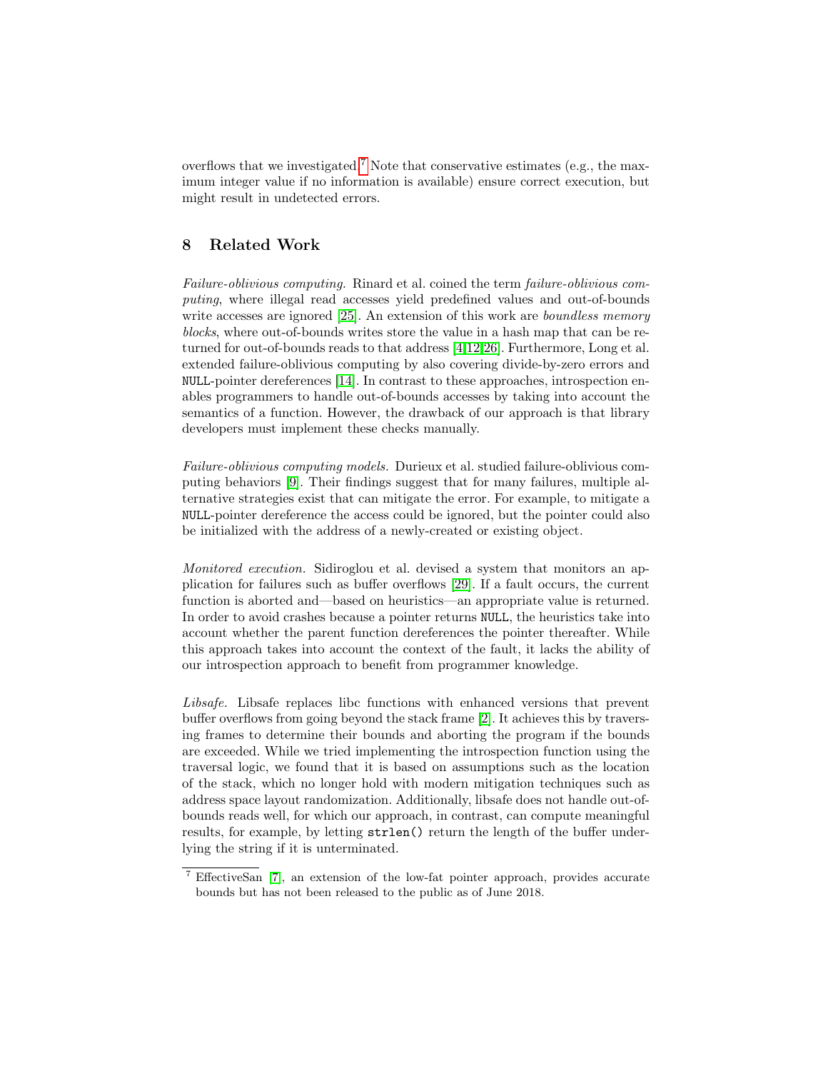overflows that we investigated.[7] Note that conservative estimates (e.g., the maximum integer value if no information is available) ensure correct execution, but might result in undetected errors.

## 8 Related Work

*Failure-oblivious computing.* Rinard et al. coined the term *failure-oblivious computing*, where illegal read accesses yield predefined values and out-of-bounds write accesses are ignored [25]. An extension of this work are *boundless memory blocks*, where out-of-bounds writes store the value in a hash map that can be returned for out-of-bounds reads to that address [4,12,26]. Furthermore, Long et al. extended failure-oblivious computing by also covering divide-by-zero errors and `NULL`-pointer dereferences [14]. In contrast to these approaches, introspection enables programmers to handle out-of-bounds accesses by taking into account the semantics of a function. However, the drawback of our approach is that library developers must implement these checks manually.

*Failure-oblivious computing models.* Durieux et al. studied failure-oblivious computing behaviors [9]. Their findings suggest that for many failures, multiple alternative strategies exist that can mitigate the error. For example, to mitigate a `NULL`-pointer dereference the access could be ignored, but the pointer could also be initialized with the address of a newly-created or existing object.

*Monitored execution.* Sidiroglou et al. devised a system that monitors an application for failures such as buffer overflows [29]. If a fault occurs, the current function is aborted and—based on heuristics—an appropriate value is returned. In order to avoid crashes because a pointer returns `NULL`, the heuristics take into account whether the parent function dereferences the pointer thereafter. While this approach takes into account the context of the fault, it lacks the ability of our introspection approach to benefit from programmer knowledge.

*Libsafe.* Libsafe replaces libc functions with enhanced versions that prevent buffer overflows from going beyond the stack frame [2]. It achieves this by traversing frames to determine their bounds and aborting the program if the bounds are exceeded. While we tried implementing the introspection function using the traversal logic, we found that it is based on assumptions such as the location of the stack, which no longer hold with modern mitigation techniques such as address space layout randomization. Additionally, libsafe does not handle out-of-bounds reads well, for which our approach, in contrast, can compute meaningful results, for example, by letting `strlen()` return the length of the buffer underlying the string if it is unterminated.

[7] EffectiveSan [7], an extension of the low-fat pointer approach, provides accurate bounds but has not been released to the public as of June 2018.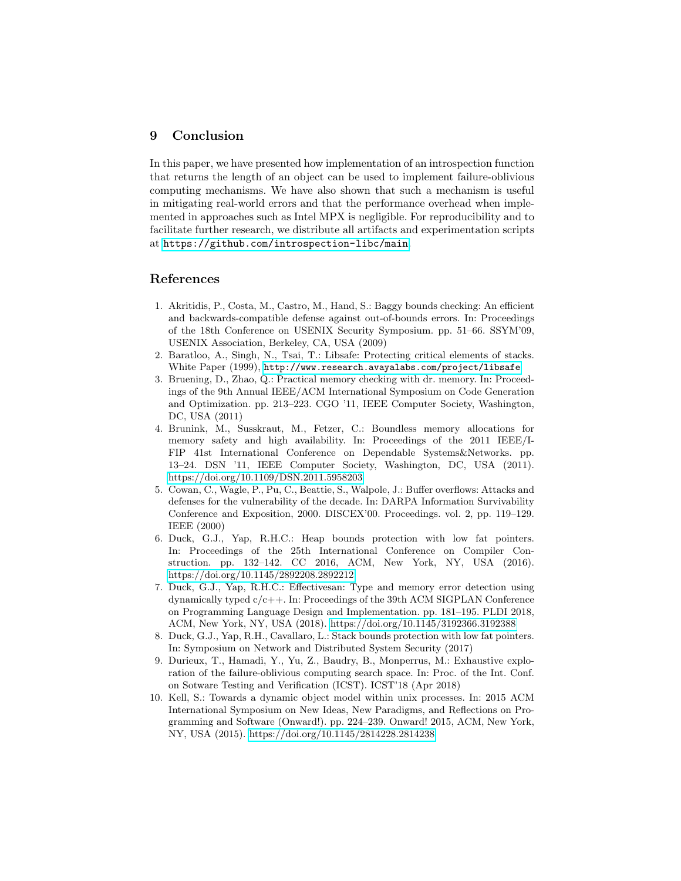## 9 Conclusion

In this paper, we have presented how implementation of an introspection function that returns the length of an object can be used to implement failure-oblivious computing mechanisms. We have also shown that such a mechanism is useful in mitigating real-world errors and that the performance overhead when implemented in approaches such as Intel MPX is negligible. For reproducibility and to facilitate further research, we distribute all artifacts and experimentation scripts at `https://github.com/introspection-libc/main`.

## References

1. Akritidis, P., Costa, M., Castro, M., Hand, S.: Baggy bounds checking: An efficient and backwards-compatible defense against out-of-bounds errors. In: Proceedings of the 18th Conference on USENIX Security Symposium. pp. 51–66. SSYM'09, USENIX Association, Berkeley, CA, USA (2009)
2. Baratloo, A., Singh, N., Tsai, T.: Libsafe: Protecting critical elements of stacks. White Paper (1999), `http://www.research.avayalabs.com/project/libsafe`
3. Bruening, D., Zhao, Q.: Practical memory checking with dr. memory. In: Proceedings of the 9th Annual IEEE/ACM International Symposium on Code Generation and Optimization. pp. 213–223. CGO '11, IEEE Computer Society, Washington, DC, USA (2011)
4. Brunink, M., Susskraut, M., Fetzer, C.: Boundless memory allocations for memory safety and high availability. In: Proceedings of the 2011 IEEE/IFIP 41st International Conference on Dependable Systems&Networks. pp. 13–24. DSN '11, IEEE Computer Society, Washington, DC, USA (2011). https://doi.org/10.1109/DSN.2011.5958203
5. Cowan, C., Wagle, P., Pu, C., Beattie, S., Walpole, J.: Buffer overflows: Attacks and defenses for the vulnerability of the decade. In: DARPA Information Survivability Conference and Exposition, 2000. DISCEX'00. Proceedings. vol. 2, pp. 119–129. IEEE (2000)
6. Duck, G.J., Yap, R.H.C.: Heap bounds protection with low fat pointers. In: Proceedings of the 25th International Conference on Compiler Construction. pp. 132–142. CC 2016, ACM, New York, NY, USA (2016). https://doi.org/10.1145/2892208.2892212
7. Duck, G.J., Yap, R.H.C.: Effectivesan: Type and memory error detection using dynamically typed c/c++. In: Proceedings of the 39th ACM SIGPLAN Conference on Programming Language Design and Implementation. pp. 181–195. PLDI 2018, ACM, New York, NY, USA (2018). https://doi.org/10.1145/3192366.3192388
8. Duck, G.J., Yap, R.H., Cavallaro, L.: Stack bounds protection with low fat pointers. In: Symposium on Network and Distributed System Security (2017)
9. Durieux, T., Hamadi, Y., Yu, Z., Baudry, B., Monperrus, M.: Exhaustive exploration of the failure-oblivious computing search space. In: Proc. of the Int. Conf. on Sotware Testing and Verification (ICST). ICST'18 (Apr 2018)
10. Kell, S.: Towards a dynamic object model within unix processes. In: 2015 ACM International Symposium on New Ideas, New Paradigms, and Reflections on Programming and Software (Onward!). pp. 224–239. Onward! 2015, ACM, New York, NY, USA (2015). https://doi.org/10.1145/2814228.2814238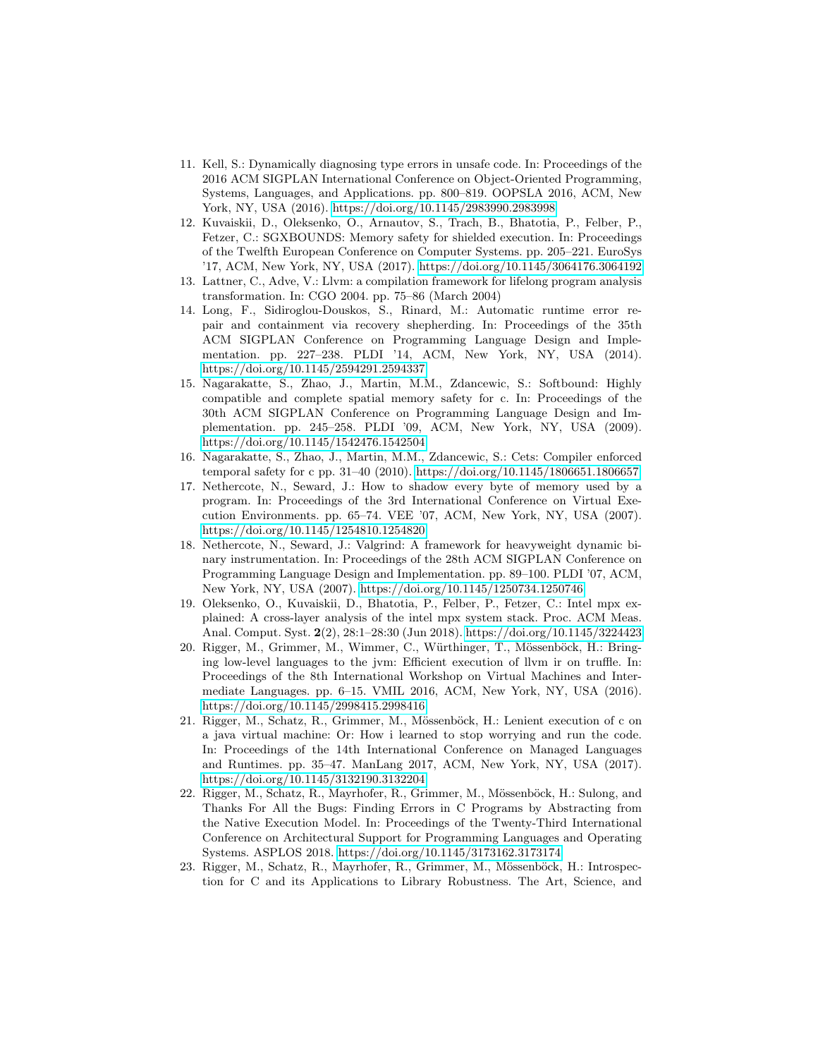11. Kell, S.: Dynamically diagnosing type errors in unsafe code. In: Proceedings of the 2016 ACM SIGPLAN International Conference on Object-Oriented Programming, Systems, Languages, and Applications. pp. 800–819. OOPSLA 2016, ACM, New York, NY, USA (2016). https://doi.org/10.1145/2983990.2983998
12. Kuvaiskii, D., Oleksenko, O., Arnautov, S., Trach, B., Bhatotia, P., Felber, P., Fetzer, C.: SGXBOUNDS: Memory safety for shielded execution. In: Proceedings of the Twelfth European Conference on Computer Systems. pp. 205–221. EuroSys '17, ACM, New York, NY, USA (2017). https://doi.org/10.1145/3064176.3064192
13. Lattner, C., Adve, V.: Llvm: a compilation framework for lifelong program analysis transformation. In: CGO 2004. pp. 75–86 (March 2004)
14. Long, F., Sidiroglou-Douskos, S., Rinard, M.: Automatic runtime error repair and containment via recovery shepherding. In: Proceedings of the 35th ACM SIGPLAN Conference on Programming Language Design and Implementation. pp. 227–238. PLDI '14, ACM, New York, NY, USA (2014). https://doi.org/10.1145/2594291.2594337
15. Nagarakatte, S., Zhao, J., Martin, M.M., Zdancewic, S.: Softbound: Highly compatible and complete spatial memory safety for c. In: Proceedings of the 30th ACM SIGPLAN Conference on Programming Language Design and Implementation. pp. 245–258. PLDI '09, ACM, New York, NY, USA (2009). https://doi.org/10.1145/1542476.1542504
16. Nagarakatte, S., Zhao, J., Martin, M.M., Zdancewic, S.: Cets: Compiler enforced temporal safety for c pp. 31–40 (2010). https://doi.org/10.1145/1806651.1806657
17. Nethercote, N., Seward, J.: How to shadow every byte of memory used by a program. In: Proceedings of the 3rd International Conference on Virtual Execution Environments. pp. 65–74. VEE '07, ACM, New York, NY, USA (2007). https://doi.org/10.1145/1254810.1254820
18. Nethercote, N., Seward, J.: Valgrind: A framework for heavyweight dynamic binary instrumentation. In: Proceedings of the 28th ACM SIGPLAN Conference on Programming Language Design and Implementation. pp. 89–100. PLDI '07, ACM, New York, NY, USA (2007). https://doi.org/10.1145/1250734.1250746
19. Oleksenko, O., Kuvaiskii, D., Bhatotia, P., Felber, P., Fetzer, C.: Intel mpx explained: A cross-layer analysis of the intel mpx system stack. Proc. ACM Meas. Anal. Comput. Syst. **2**(2), 28:1–28:30 (Jun 2018). https://doi.org/10.1145/3224423
20. Rigger, M., Grimmer, M., Wimmer, C., Würthinger, T., Mössenböck, H.: Bringing low-level languages to the jvm: Efficient execution of llvm ir on truffle. In: Proceedings of the 8th International Workshop on Virtual Machines and Intermediate Languages. pp. 6–15. VMIL 2016, ACM, New York, NY, USA (2016). https://doi.org/10.1145/2998415.2998416
21. Rigger, M., Schatz, R., Grimmer, M., Mössenböck, H.: Lenient execution of c on a java virtual machine: Or: How i learned to stop worrying and run the code. In: Proceedings of the 14th International Conference on Managed Languages and Runtimes. pp. 35–47. ManLang 2017, ACM, New York, NY, USA (2017). https://doi.org/10.1145/3132190.3132204
22. Rigger, M., Schatz, R., Mayrhofer, R., Grimmer, M., Mössenböck, H.: Sulong, and Thanks For All the Bugs: Finding Errors in C Programs by Abstracting from the Native Execution Model. In: Proceedings of the Twenty-Third International Conference on Architectural Support for Programming Languages and Operating Systems. ASPLOS 2018. https://doi.org/10.1145/3173162.3173174
23. Rigger, M., Schatz, R., Mayrhofer, R., Grimmer, M., Mössenböck, H.: Introspection for C and its Applications to Library Robustness. The Art, Science, and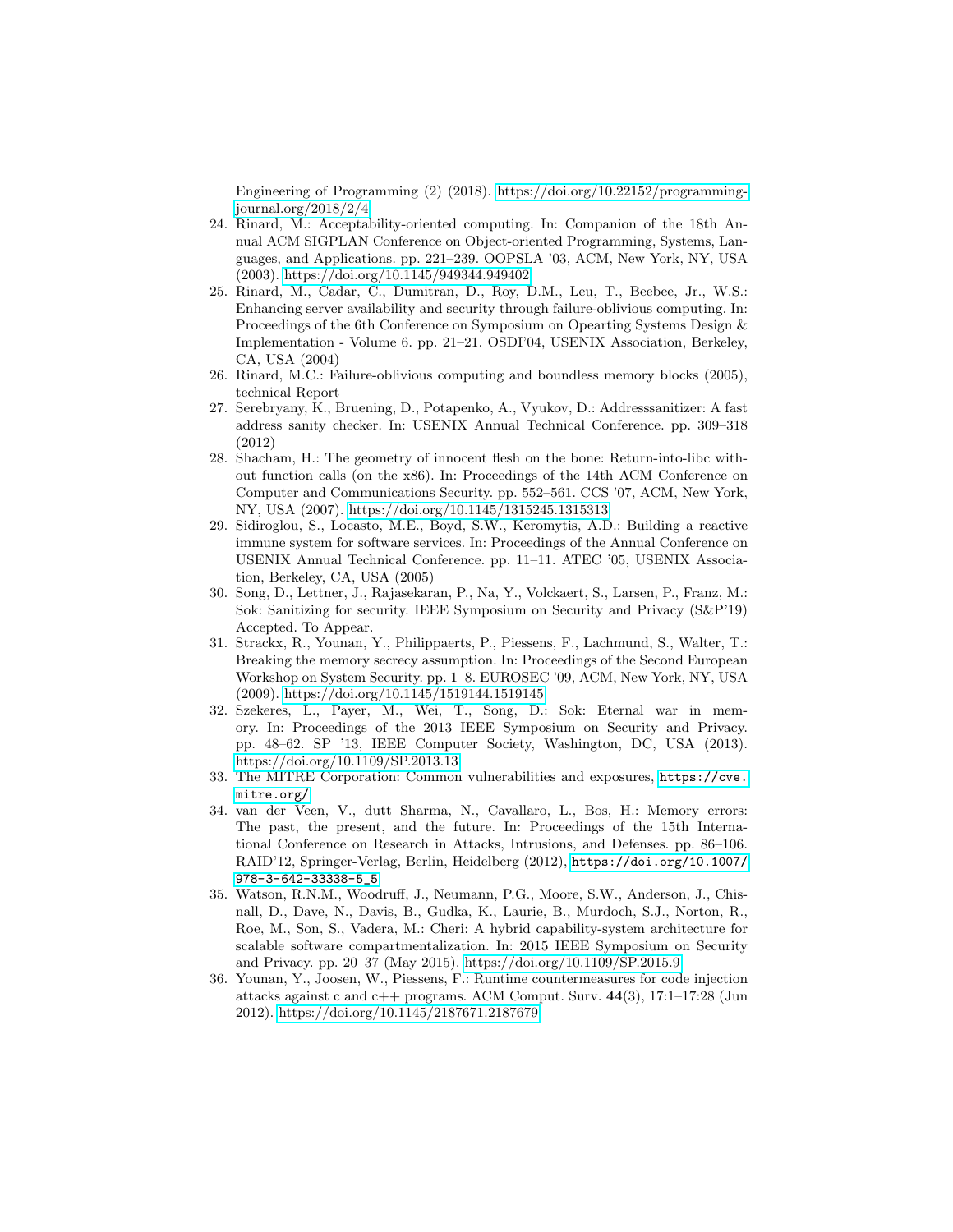Engineering of Programming (2) (2018). https://doi.org/10.22152/programming-journal.org/2018/2/4

24. Rinard, M.: Acceptability-oriented computing. In: Companion of the 18th Annual ACM SIGPLAN Conference on Object-oriented Programming, Systems, Languages, and Applications. pp. 221–239. OOPSLA '03, ACM, New York, NY, USA (2003). https://doi.org/10.1145/949344.949402
25. Rinard, M., Cadar, C., Dumitran, D., Roy, D.M., Leu, T., Beebee, Jr., W.S.: Enhancing server availability and security through failure-oblivious computing. In: Proceedings of the 6th Conference on Symposium on Opearting Systems Design & Implementation - Volume 6. pp. 21–21. OSDI'04, USENIX Association, Berkeley, CA, USA (2004)
26. Rinard, M.C.: Failure-oblivious computing and boundless memory blocks (2005), technical Report
27. Serebryany, K., Bruening, D., Potapenko, A., Vyukov, D.: Addresssanitizer: A fast address sanity checker. In: USENIX Annual Technical Conference. pp. 309–318 (2012)
28. Shacham, H.: The geometry of innocent flesh on the bone: Return-into-libc without function calls (on the x86). In: Proceedings of the 14th ACM Conference on Computer and Communications Security. pp. 552–561. CCS '07, ACM, New York, NY, USA (2007). https://doi.org/10.1145/1315245.1315313
29. Sidiroglou, S., Locasto, M.E., Boyd, S.W., Keromytis, A.D.: Building a reactive immune system for software services. In: Proceedings of the Annual Conference on USENIX Annual Technical Conference. pp. 11–11. ATEC '05, USENIX Association, Berkeley, CA, USA (2005)
30. Song, D., Lettner, J., Rajasekaran, P., Na, Y., Volckaert, S., Larsen, P., Franz, M.: Sok: Sanitizing for security. IEEE Symposium on Security and Privacy (S&P'19) Accepted. To Appear.
31. Strackx, R., Younan, Y., Philippaerts, P., Piessens, F., Lachmund, S., Walter, T.: Breaking the memory secrecy assumption. In: Proceedings of the Second European Workshop on System Security. pp. 1–8. EUROSEC '09, ACM, New York, NY, USA (2009). https://doi.org/10.1145/1519144.1519145
32. Szekeres, L., Payer, M., Wei, T., Song, D.: Sok: Eternal war in memory. In: Proceedings of the 2013 IEEE Symposium on Security and Privacy. pp. 48–62. SP '13, IEEE Computer Society, Washington, DC, USA (2013). https://doi.org/10.1109/SP.2013.13
33. The MITRE Corporation: Common vulnerabilities and exposures, `https://cve.mitre.org/`
34. van der Veen, V., dutt Sharma, N., Cavallaro, L., Bos, H.: Memory errors: The past, the present, and the future. In: Proceedings of the 15th International Conference on Research in Attacks, Intrusions, and Defenses. pp. 86–106. RAID'12, Springer-Verlag, Berlin, Heidelberg (2012), `https://doi.org/10.1007/978-3-642-33338-5_5`
35. Watson, R.N.M., Woodruff, J., Neumann, P.G., Moore, S.W., Anderson, J., Chisnall, D., Dave, N., Davis, B., Gudka, K., Laurie, B., Murdoch, S.J., Norton, R., Roe, M., Son, S., Vadera, M.: Cheri: A hybrid capability-system architecture for scalable software compartmentalization. In: 2015 IEEE Symposium on Security and Privacy. pp. 20–37 (May 2015). https://doi.org/10.1109/SP.2015.9
36. Younan, Y., Joosen, W., Piessens, F.: Runtime countermeasures for code injection attacks against c and c++ programs. ACM Comput. Surv. **44**(3), 17:1–17:28 (Jun 2012). https://doi.org/10.1145/2187671.2187679